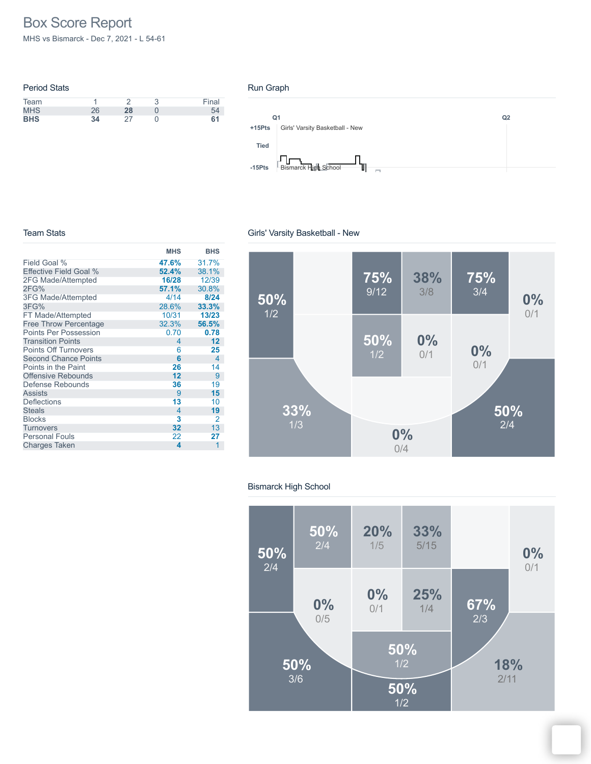# Box Score Report

MHS vs Bismarck - Dec 7, 2021 - L 54-61

## Period Stats

| Team | 1 | 2 | 3 | Final |
|---|---|---|---|---|
| MHS | 26 | **28** | 0 | 54 |
| **BHS** | **34** | 27 | 0 | **61** |

## Run Graph

Q1 Q2

+15Pts Girls' Varsity Basketball - New

Tied

-15Pts Bismarck High School

## Team Stats

| | MHS | BHS |
|---|---|---|
| Field Goal % | **47.6%** | 31.7% |
| Effective Field Goal % | **52.4%** | 38.1% |
| 2FG Made/Attempted | **16/28** | 12/39 |
| 2FG% | **57.1%** | 30.8% |
| 3FG Made/Attempted | 4/14 | **8/24** |
| 3FG% | 28.6% | **33.3%** |
| FT Made/Attempted | 10/31 | **13/23** |
| Free Throw Percentage | 32.3% | **56.5%** |
| Points Per Possession | 0.70 | **0.78** |
| Transition Points | 4 | **12** |
| Points Off Turnovers | 6 | **25** |
| Second Chance Points | **6** | 4 |
| Points in the Paint | **26** | 14 |
| Offensive Rebounds | **12** | 9 |
| Defense Rebounds | **36** | 19 |
| Assists | 9 | **15** |
| Deflections | **13** | 10 |
| Steals | 4 | **19** |
| Blocks | **3** | 2 |
| Turnovers | **32** | 13 |
| Personal Fouls | 22 | **27** |
| Charges Taken | **4** | 1 |

## Girls' Varsity Basketball - New

50% 1/2 | 75% 9/12 | 38% 3/8 | 75% 3/4 | 0% 0/1 | 50% 1/2 | 0% 0/1 | 0% 0/1 | 33% 1/3 | 0% 0/4 | 50% 2/4

## Bismarck High School

50% 2/4 | 50% 2/4 | 20% 1/5 | 33% 5/15 | 0% 0/1 | 0% 0/5 | 0% 0/1 | 25% 1/4 | 67% 2/3 | 50% 1/2 | 50% 3/6 | 50% 1/2 | 18% 2/11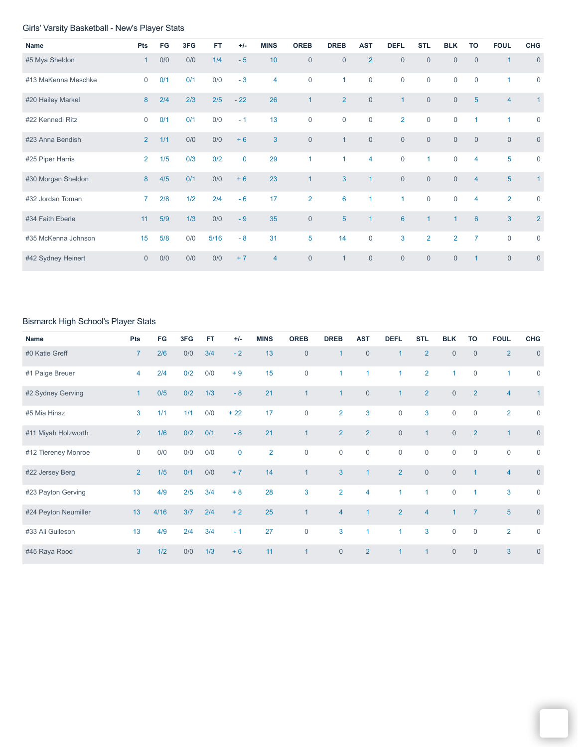Girls' Varsity Basketball - New's Player Stats

| Name | Pts | FG | 3FG | FT | +/- | MINS | OREB | DREB | AST | DEFL | STL | BLK | TO | FOUL | CHG |
|---|---|---|---|---|---|---|---|---|---|---|---|---|---|---|---|
| #5 Mya Sheldon | 1 | 0/0 | 0/0 | 1/4 | - 5 | 10 | 0 | 0 | 2 | 0 | 0 | 0 | 0 | 1 | 0 |
| #13 MaKenna Meschke | 0 | 0/1 | 0/1 | 0/0 | - 3 | 4 | 0 | 1 | 0 | 0 | 0 | 0 | 0 | 1 | 0 |
| #20 Hailey Markel | 8 | 2/4 | 2/3 | 2/5 | - 22 | 26 | 1 | 2 | 0 | 1 | 0 | 0 | 5 | 4 | 1 |
| #22 Kennedi Ritz | 0 | 0/1 | 0/1 | 0/0 | - 1 | 13 | 0 | 0 | 0 | 2 | 0 | 0 | 1 | 1 | 0 |
| #23 Anna Bendish | 2 | 1/1 | 0/0 | 0/0 | + 6 | 3 | 0 | 1 | 0 | 0 | 0 | 0 | 0 | 0 | 0 |
| #25 Piper Harris | 2 | 1/5 | 0/3 | 0/2 | 0 | 29 | 1 | 1 | 4 | 0 | 1 | 0 | 4 | 5 | 0 |
| #30 Morgan Sheldon | 8 | 4/5 | 0/1 | 0/0 | + 6 | 23 | 1 | 3 | 1 | 0 | 0 | 0 | 4 | 5 | 1 |
| #32 Jordan Toman | 7 | 2/8 | 1/2 | 2/4 | - 6 | 17 | 2 | 6 | 1 | 1 | 0 | 0 | 4 | 2 | 0 |
| #34 Faith Eberle | 11 | 5/9 | 1/3 | 0/0 | - 9 | 35 | 0 | 5 | 1 | 6 | 1 | 1 | 6 | 3 | 2 |
| #35 McKenna Johnson | 15 | 5/8 | 0/0 | 5/16 | - 8 | 31 | 5 | 14 | 0 | 3 | 2 | 2 | 7 | 0 | 0 |
| #42 Sydney Heinert | 0 | 0/0 | 0/0 | 0/0 | + 7 | 4 | 0 | 1 | 0 | 0 | 0 | 0 | 1 | 0 | 0 |

Bismarck High School's Player Stats

| Name | Pts | FG | 3FG | FT | +/- | MINS | OREB | DREB | AST | DEFL | STL | BLK | TO | FOUL | CHG |
|---|---|---|---|---|---|---|---|---|---|---|---|---|---|---|---|
| #0 Katie Greff | 7 | 2/6 | 0/0 | 3/4 | - 2 | 13 | 0 | 1 | 0 | 1 | 2 | 0 | 0 | 2 | 0 |
| #1 Paige Breuer | 4 | 2/4 | 0/2 | 0/0 | + 9 | 15 | 0 | 1 | 1 | 1 | 2 | 1 | 0 | 1 | 0 |
| #2 Sydney Gerving | 1 | 0/5 | 0/2 | 1/3 | - 8 | 21 | 1 | 1 | 0 | 1 | 2 | 0 | 2 | 4 | 1 |
| #5 Mia Hinsz | 3 | 1/1 | 1/1 | 0/0 | + 22 | 17 | 0 | 2 | 3 | 0 | 3 | 0 | 0 | 2 | 0 |
| #11 Miyah Holzworth | 2 | 1/6 | 0/2 | 0/1 | - 8 | 21 | 1 | 2 | 2 | 0 | 1 | 0 | 2 | 1 | 0 |
| #12 Tiereney Monroe | 0 | 0/0 | 0/0 | 0/0 | 0 | 2 | 0 | 0 | 0 | 0 | 0 | 0 | 0 | 0 | 0 |
| #22 Jersey Berg | 2 | 1/5 | 0/1 | 0/0 | + 7 | 14 | 1 | 3 | 1 | 2 | 0 | 0 | 1 | 4 | 0 |
| #23 Payton Gerving | 13 | 4/9 | 2/5 | 3/4 | + 8 | 28 | 3 | 2 | 4 | 1 | 1 | 0 | 1 | 3 | 0 |
| #24 Peyton Neumiller | 13 | 4/16 | 3/7 | 2/4 | + 2 | 25 | 1 | 4 | 1 | 2 | 4 | 1 | 7 | 5 | 0 |
| #33 Ali Gulleson | 13 | 4/9 | 2/4 | 3/4 | - 1 | 27 | 0 | 3 | 1 | 1 | 3 | 0 | 0 | 2 | 0 |
| #45 Raya Rood | 3 | 1/2 | 0/0 | 1/3 | + 6 | 11 | 1 | 0 | 2 | 1 | 1 | 0 | 0 | 3 | 0 |